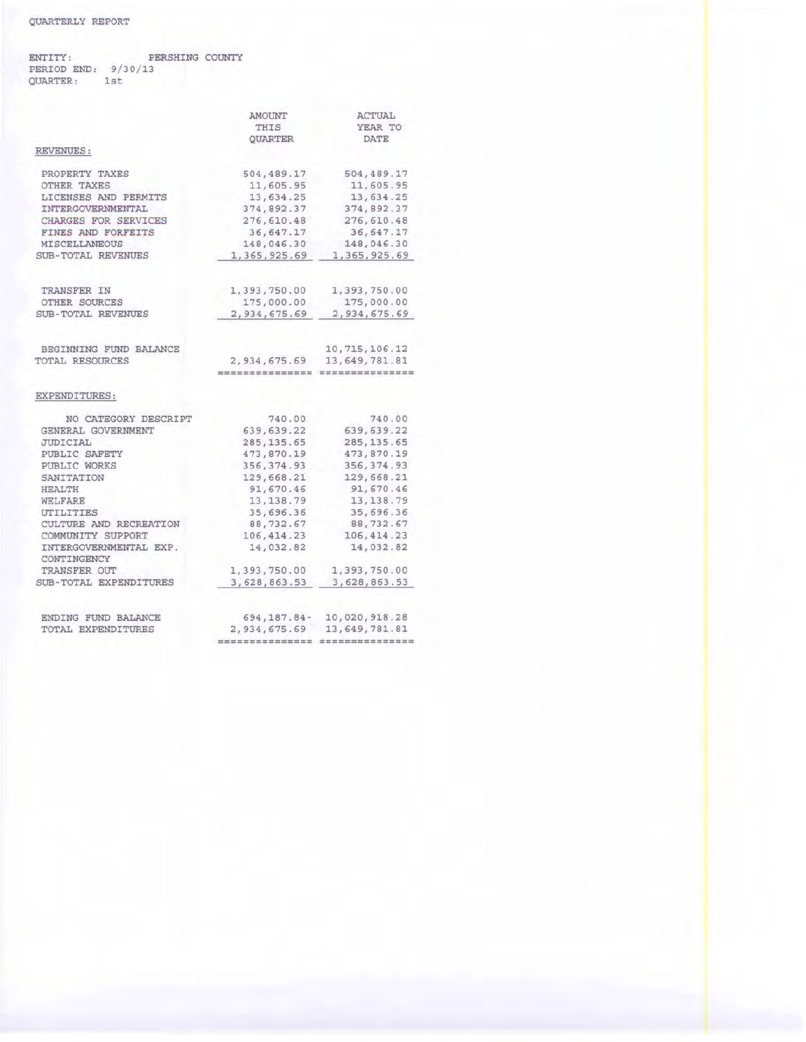QUARTERLY REPORT

ENTITY: PERSHING COUNTY
PERIOD END: 9/30/13
QUARTER: 1st

| | AMOUNT THIS QUARTER | ACTUAL YEAR TO DATE |
|---|---|---|
| REVENUES: | | |
| PROPERTY TAXES | 504,489.17 | 504,489.17 |
| OTHER TAXES | 11,605.95 | 11,605.95 |
| LICENSES AND PERMITS | 13,634.25 | 13,634.25 |
| INTERGOVERNMENTAL | 374,892.37 | 374,892.37 |
| CHARGES FOR SERVICES | 276,610.48 | 276,610.48 |
| FINES AND FORFEITS | 36,647.17 | 36,647.17 |
| MISCELLANEOUS | 148,046.30 | 148,046.30 |
| SUB-TOTAL REVENUES | 1,365,925.69 | 1,365,925.69 |
| TRANSFER IN | 1,393,750.00 | 1,393,750.00 |
| OTHER SOURCES | 175,000.00 | 175,000.00 |
| SUB-TOTAL REVENUES | 2,934,675.69 | 2,934,675.69 |
| BEGINNING FUND BALANCE | | 10,715,106.12 |
| TOTAL RESOURCES | 2,934,675.69 | 13,649,781.81 |
| EXPENDITURES: | | |
| NO CATEGORY DESCRIPT | 740.00 | 740.00 |
| GENERAL GOVERNMENT | 639,639.22 | 639,639.22 |
| JUDICIAL | 285,135.65 | 285,135.65 |
| PUBLIC SAFETY | 473,870.19 | 473,870.19 |
| PUBLIC WORKS | 356,374.93 | 356,374.93 |
| SANITATION | 129,668.21 | 129,668.21 |
| HEALTH | 91,670.46 | 91,670.46 |
| WELFARE | 13,138.79 | 13,138.79 |
| UTILITIES | 35,696.36 | 35,696.36 |
| CULTURE AND RECREATION | 88,732.67 | 88,732.67 |
| COMMUNITY SUPPORT | 106,414.23 | 106,414.23 |
| INTERGOVERNMENTAL EXP. | 14,032.82 | 14,032.82 |
| CONTINGENCY | | |
| TRANSFER OUT | 1,393,750.00 | 1,393,750.00 |
| SUB-TOTAL EXPENDITURES | 3,628,863.53 | 3,628,863.53 |
| ENDING FUND BALANCE | 694,187.84- | 10,020,918.28 |
| TOTAL EXPENDITURES | 2,934,675.69 | 13,649,781.81 |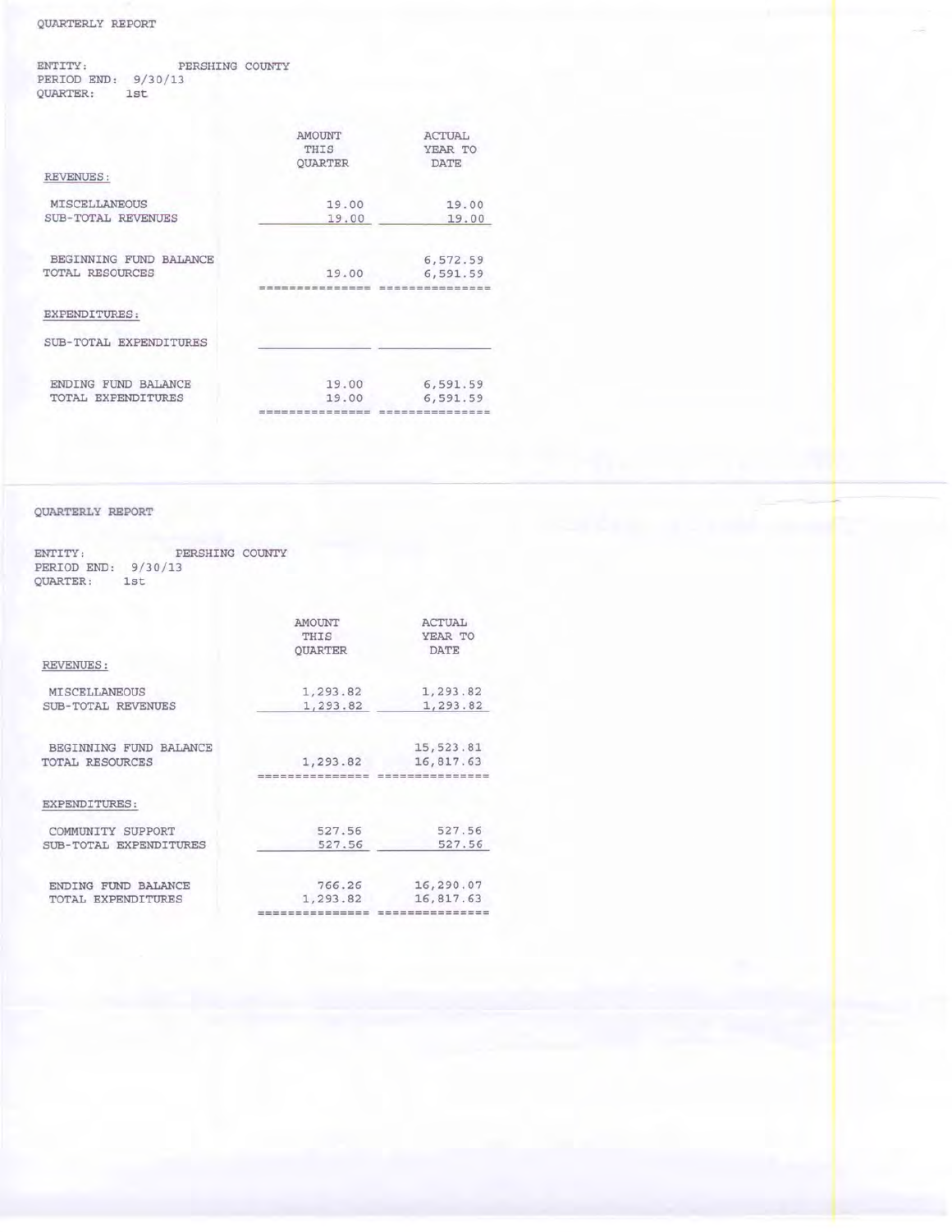QUARTERLY REPORT

ENTITY: PERSHING COUNTY
PERIOD END: 9/30/13
QUARTER: 1st

| | AMOUNT THIS QUARTER | ACTUAL YEAR TO DATE |
|---|---|---|
| REVENUES: | | |
| MISCELLANEOUS | 19.00 | 19.00 |
| SUB-TOTAL REVENUES | 19.00 | 19.00 |
| BEGINNING FUND BALANCE | | 6,572.59 |
| TOTAL RESOURCES | 19.00 | 6,591.59 |
| EXPENDITURES: | | |
| SUB-TOTAL EXPENDITURES | | |
| ENDING FUND BALANCE | 19.00 | 6,591.59 |
| TOTAL EXPENDITURES | 19.00 | 6,591.59 |

QUARTERLY REPORT

ENTITY: PERSHING COUNTY
PERIOD END: 9/30/13
QUARTER: 1st

| | AMOUNT THIS QUARTER | ACTUAL YEAR TO DATE |
|---|---|---|
| REVENUES: | | |
| MISCELLANEOUS | 1,293.82 | 1,293.82 |
| SUB-TOTAL REVENUES | 1,293.82 | 1,293.82 |
| BEGINNING FUND BALANCE | | 15,523.81 |
| TOTAL RESOURCES | 1,293.82 | 16,817.63 |
| EXPENDITURES: | | |
| COMMUNITY SUPPORT | 527.56 | 527.56 |
| SUB-TOTAL EXPENDITURES | 527.56 | 527.56 |
| ENDING FUND BALANCE | 766.26 | 16,290.07 |
| TOTAL EXPENDITURES | 1,293.82 | 16,817.63 |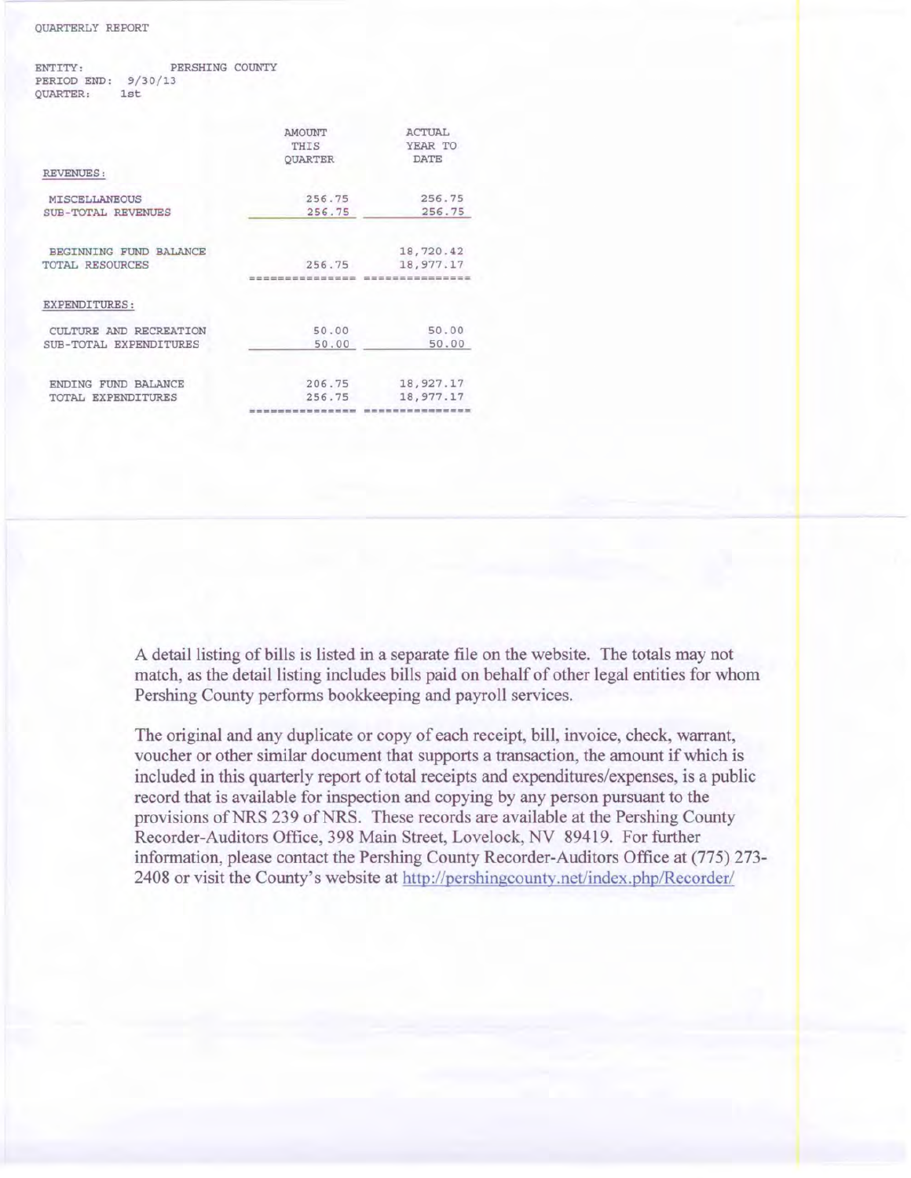QUARTERLY REPORT

ENTITY: PERSHING COUNTY
PERIOD END: 9/30/13
QUARTER: 1st

| | AMOUNT THIS QUARTER | ACTUAL YEAR TO DATE |
|---|---|---|
| REVENUES: | | |
| MISCELLANEOUS | 256.75 | 256.75 |
| SUB-TOTAL REVENUES | 256.75 | 256.75 |
| BEGINNING FUND BALANCE | | 18,720.42 |
| TOTAL RESOURCES | 256.75 | 18,977.17 |
| EXPENDITURES: | | |
| CULTURE AND RECREATION | 50.00 | 50.00 |
| SUB-TOTAL EXPENDITURES | 50.00 | 50.00 |
| ENDING FUND BALANCE | 206.75 | 18,927.17 |
| TOTAL EXPENDITURES | 256.75 | 18,977.17 |

A detail listing of bills is listed in a separate file on the website. The totals may not match, as the detail listing includes bills paid on behalf of other legal entities for whom Pershing County performs bookkeeping and payroll services.

The original and any duplicate or copy of each receipt, bill, invoice, check, warrant, voucher or other similar document that supports a transaction, the amount if which is included in this quarterly report of total receipts and expenditures/expenses, is a public record that is available for inspection and copying by any person pursuant to the provisions of NRS 239 of NRS. These records are available at the Pershing County Recorder-Auditors Office, 398 Main Street, Lovelock, NV 89419. For further information, please contact the Pershing County Recorder-Auditors Office at (775) 273-2408 or visit the County's website at http://pershingcounty.net/index.php/Recorder/